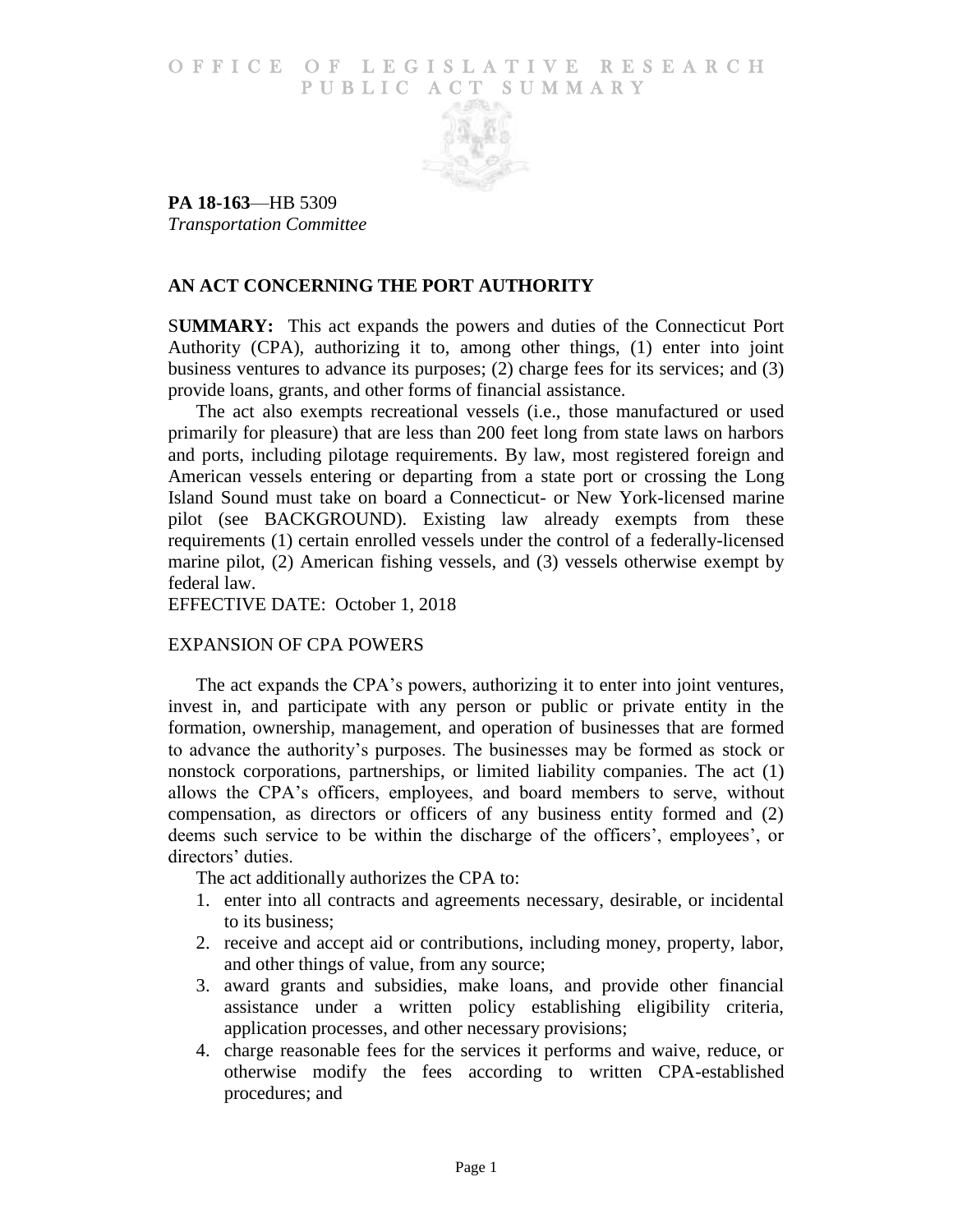OFFICE OF LEGISLATIVE RESEARCH
PUBLIC ACT SUMMARY

**PA 18-163**—HB 5309
*Transportation Committee*

## AN ACT CONCERNING THE PORT AUTHORITY

S**UMMARY:** This act expands the powers and duties of the Connecticut Port Authority (CPA), authorizing it to, among other things, (1) enter into joint business ventures to advance its purposes; (2) charge fees for its services; and (3) provide loans, grants, and other forms of financial assistance.

The act also exempts recreational vessels (i.e., those manufactured or used primarily for pleasure) that are less than 200 feet long from state laws on harbors and ports, including pilotage requirements. By law, most registered foreign and American vessels entering or departing from a state port or crossing the Long Island Sound must take on board a Connecticut- or New York-licensed marine pilot (see BACKGROUND). Existing law already exempts from these requirements (1) certain enrolled vessels under the control of a federally-licensed marine pilot, (2) American fishing vessels, and (3) vessels otherwise exempt by federal law.

EFFECTIVE DATE: October 1, 2018

### EXPANSION OF CPA POWERS

The act expands the CPA's powers, authorizing it to enter into joint ventures, invest in, and participate with any person or public or private entity in the formation, ownership, management, and operation of businesses that are formed to advance the authority's purposes. The businesses may be formed as stock or nonstock corporations, partnerships, or limited liability companies. The act (1) allows the CPA's officers, employees, and board members to serve, without compensation, as directors or officers of any business entity formed and (2) deems such service to be within the discharge of the officers', employees', or directors' duties.

The act additionally authorizes the CPA to:

1. enter into all contracts and agreements necessary, desirable, or incidental to its business;
2. receive and accept aid or contributions, including money, property, labor, and other things of value, from any source;
3. award grants and subsidies, make loans, and provide other financial assistance under a written policy establishing eligibility criteria, application processes, and other necessary provisions;
4. charge reasonable fees for the services it performs and waive, reduce, or otherwise modify the fees according to written CPA-established procedures; and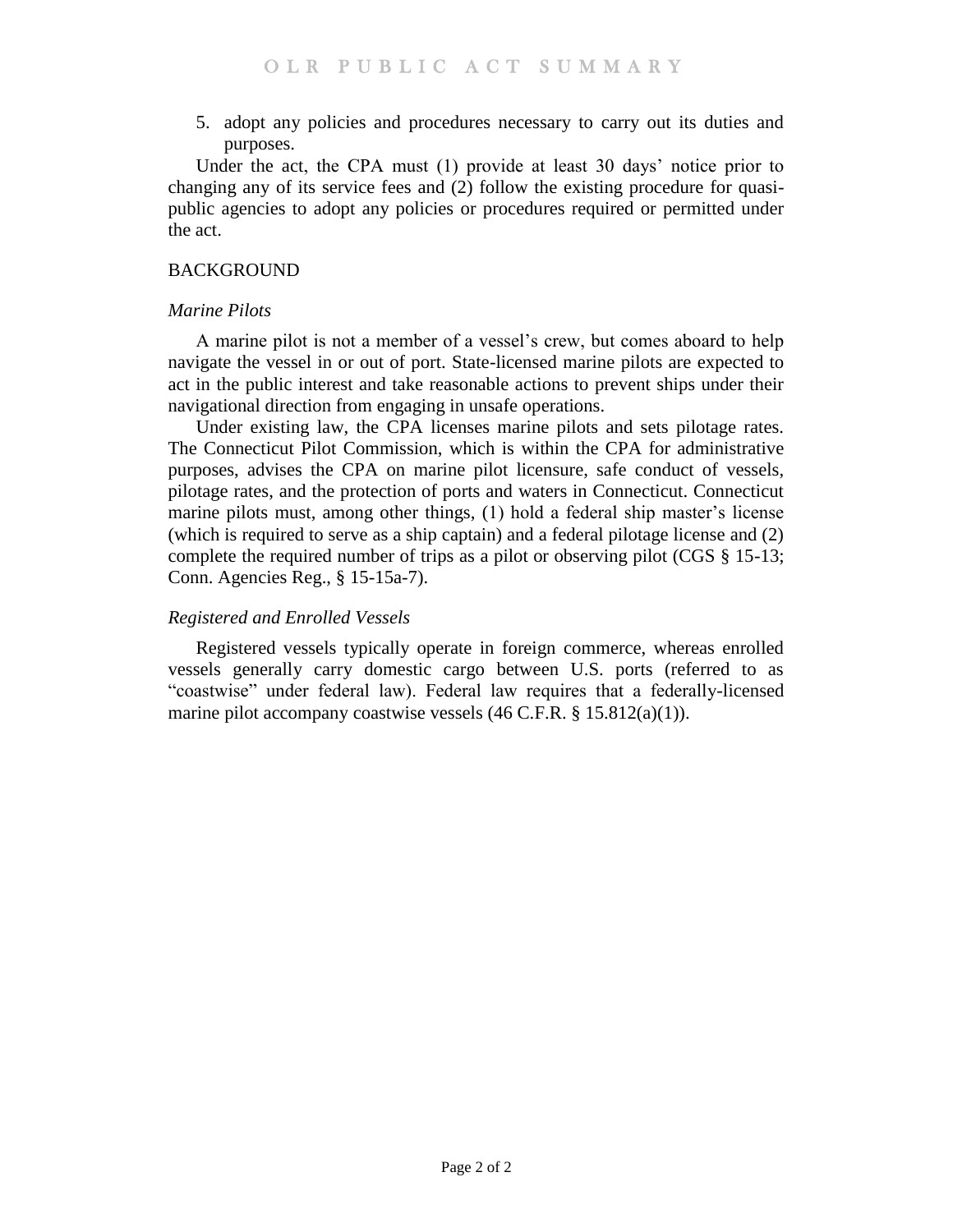5. adopt any policies and procedures necessary to carry out its duties and purposes.

Under the act, the CPA must (1) provide at least 30 days' notice prior to changing any of its service fees and (2) follow the existing procedure for quasi-public agencies to adopt any policies or procedures required or permitted under the act.

## BACKGROUND

### *Marine Pilots*

A marine pilot is not a member of a vessel's crew, but comes aboard to help navigate the vessel in or out of port. State-licensed marine pilots are expected to act in the public interest and take reasonable actions to prevent ships under their navigational direction from engaging in unsafe operations.

Under existing law, the CPA licenses marine pilots and sets pilotage rates. The Connecticut Pilot Commission, which is within the CPA for administrative purposes, advises the CPA on marine pilot licensure, safe conduct of vessels, pilotage rates, and the protection of ports and waters in Connecticut. Connecticut marine pilots must, among other things, (1) hold a federal ship master's license (which is required to serve as a ship captain) and a federal pilotage license and (2) complete the required number of trips as a pilot or observing pilot (CGS § 15-13; Conn. Agencies Reg., § 15-15a-7).

### *Registered and Enrolled Vessels*

Registered vessels typically operate in foreign commerce, whereas enrolled vessels generally carry domestic cargo between U.S. ports (referred to as "coastwise" under federal law). Federal law requires that a federally-licensed marine pilot accompany coastwise vessels (46 C.F.R. § 15.812(a)(1)).